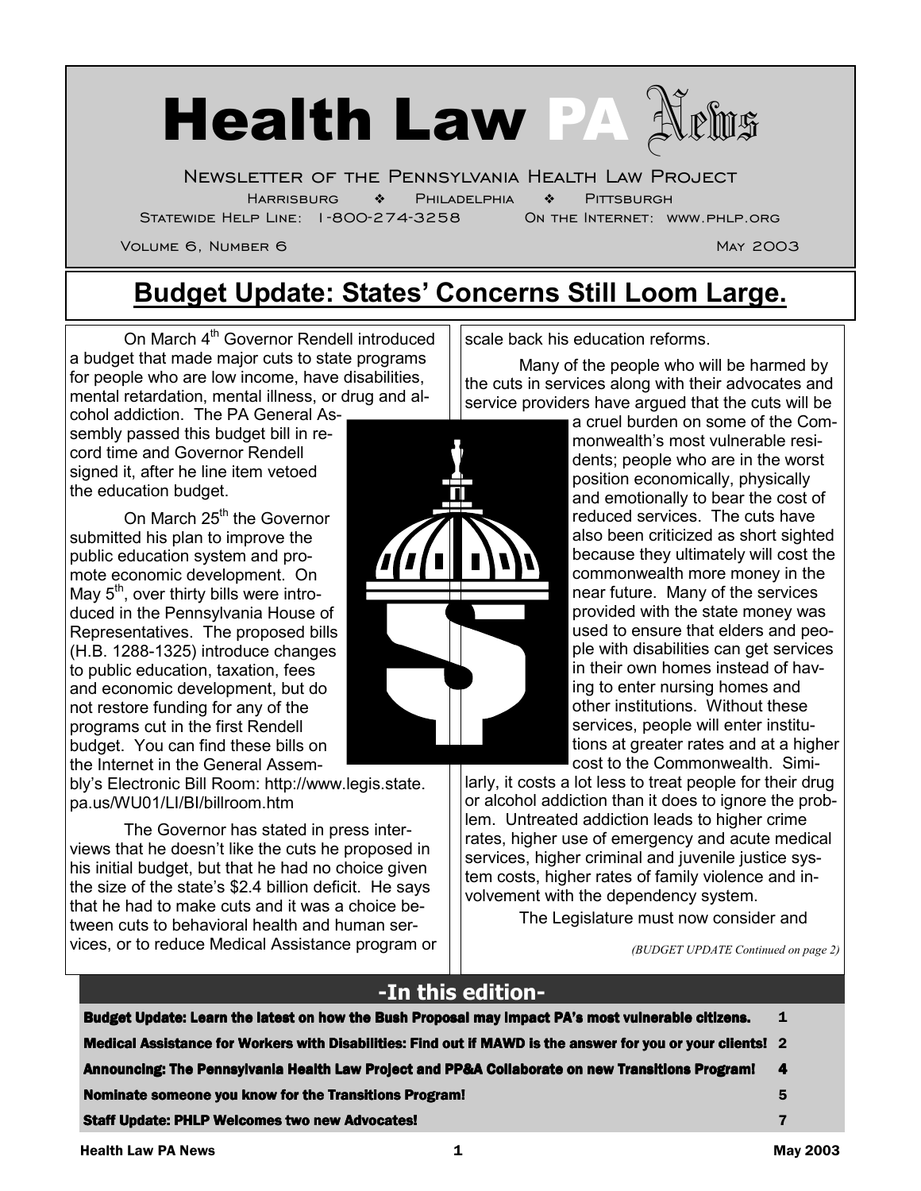# Health Law PA News

Newsletter of the Pennsylvania Health Law Project

Harrisburg ❖ Philadelphia ❖ Pittsburgh

Statewide Help Line: 1-800-274-3258 On the Internet: www.phlp.org

Volume 6, Number 6 May 2003

## Budget Update: States' Concerns Still Loom Large.

On March 4th Governor Rendell introduced a budget that made major cuts to state programs for people who are low income, have disabilities, mental retardation, mental illness, or drug and alcohol addiction. The PA General Assembly passed this budget bill in record time and Governor Rendell signed it, after he line item vetoed the education budget.

On March 25th the Governor submitted his plan to improve the public education system and promote economic development. On May 5th, over thirty bills were introduced in the Pennsylvania House of Representatives. The proposed bills (H.B. 1288-1325) introduce changes to public education, taxation, fees and economic development, but do not restore funding for any of the programs cut in the first Rendell budget. You can find these bills on the Internet in the General Assembly's Electronic Bill Room: http://www.legis.state.pa.us/WU01/LI/BI/billroom.htm

The Governor has stated in press interviews that he doesn't like the cuts he proposed in his initial budget, but that he had no choice given the size of the state's $2.4 billion deficit. He says that he had to make cuts and it was a choice between cuts to behavioral health and human services, or to reduce Medical Assistance program or scale back his education reforms.

Many of the people who will be harmed by the cuts in services along with their advocates and service providers have argued that the cuts will be a cruel burden on some of the Commonwealth's most vulnerable residents; people who are in the worst position economically, physically and emotionally to bear the cost of reduced services. The cuts have also been criticized as short sighted because they ultimately will cost the commonwealth more money in the near future. Many of the services provided with the state money was used to ensure that elders and people with disabilities can get services in their own homes instead of having to enter nursing homes and other institutions. Without these services, people will enter institutions at greater rates and at a higher cost to the Commonwealth. Similarly, it costs a lot less to treat people for their drug or alcohol addiction than it does to ignore the problem. Untreated addiction leads to higher crime rates, higher use of emergency and acute medical services, higher criminal and juvenile justice system costs, higher rates of family violence and involvement with the dependency system.

The Legislature must now consider and

*(BUDGET UPDATE Continued on page 2)*

## -In this edition-

| | |
|---|---|
| **Budget Update: Learn the latest on how the Bush Proposal may impact PA's most vulnerable citizens.** | **1** |
| **Medical Assistance for Workers with Disabilities: Find out if MAWD is the answer for you or your clients!** | **2** |
| **Announcing: The Pennsylvania Health Law Project and PP&A Collaborate on new Transitions Program!** | **4** |
| **Nominate someone you know for the Transitions Program!** | **5** |
| **Staff Update: PHLP Welcomes two new Advocates!** | **7** |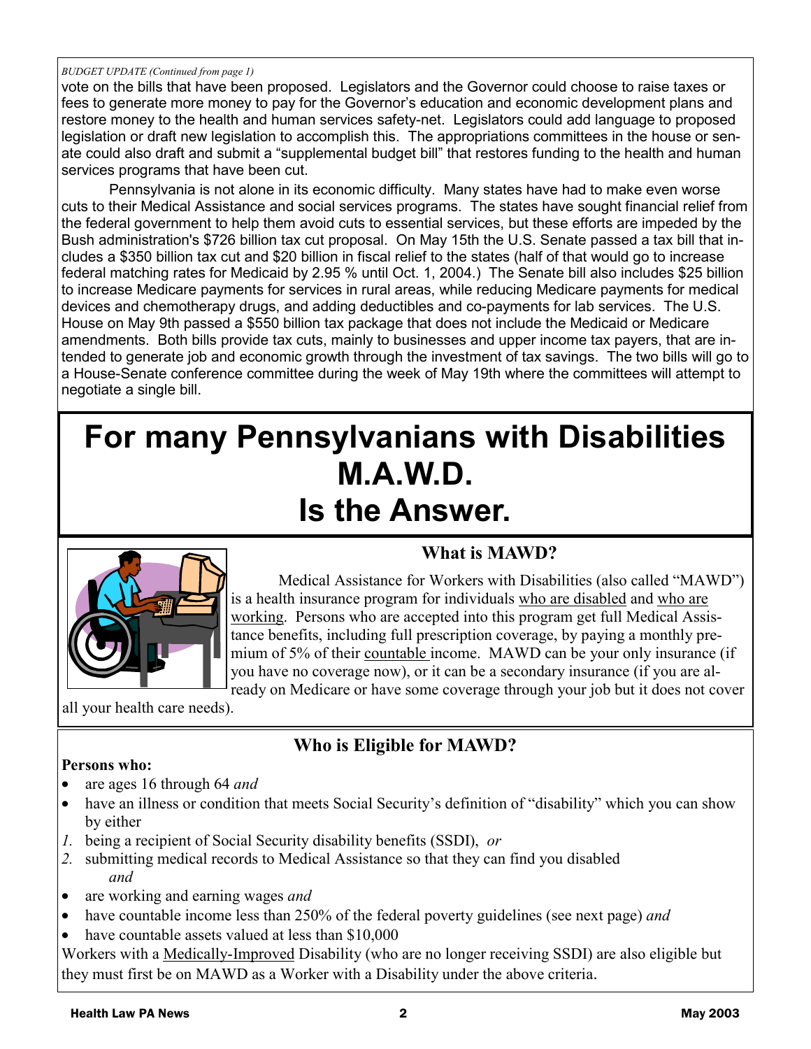*BUDGET UPDATE (Continued from page 1)*

vote on the bills that have been proposed. Legislators and the Governor could choose to raise taxes or fees to generate more money to pay for the Governor's education and economic development plans and restore money to the health and human services safety-net. Legislators could add language to proposed legislation or draft new legislation to accomplish this. The appropriations committees in the house or senate could also draft and submit a "supplemental budget bill" that restores funding to the health and human services programs that have been cut.

Pennsylvania is not alone in its economic difficulty. Many states have had to make even worse cuts to their Medical Assistance and social services programs. The states have sought financial relief from the federal government to help them avoid cuts to essential services, but these efforts are impeded by the Bush administration's $726 billion tax cut proposal. On May 15th the U.S. Senate passed a tax bill that includes a $350 billion tax cut and $20 billion in fiscal relief to the states (half of that would go to increase federal matching rates for Medicaid by 2.95 % until Oct. 1, 2004.) The Senate bill also includes $25 billion to increase Medicare payments for services in rural areas, while reducing Medicare payments for medical devices and chemotherapy drugs, and adding deductibles and co-payments for lab services. The U.S. House on May 9th passed a $550 billion tax package that does not include the Medicaid or Medicare amendments. Both bills provide tax cuts, mainly to businesses and upper income tax payers, that are intended to generate job and economic growth through the investment of tax savings. The two bills will go to a House-Senate conference committee during the week of May 19th where the committees will attempt to negotiate a single bill.

# For many Pennsylvanians with Disabilities M.A.W.D. Is the Answer.

## What is MAWD?

Medical Assistance for Workers with Disabilities (also called "MAWD") is a health insurance program for individuals who are disabled and who are working. Persons who are accepted into this program get full Medical Assistance benefits, including full prescription coverage, by paying a monthly premium of 5% of their countable income. MAWD can be your only insurance (if you have no coverage now), or it can be a secondary insurance (if you are already on Medicare or have some coverage through your job but it does not cover all your health care needs).

## Who is Eligible for MAWD?

**Persons who:**

- are ages 16 through 64 *and*
- have an illness or condition that meets Social Security's definition of "disability" which you can show by either
  1. being a recipient of Social Security disability benefits (SSDI), *or*
  2. submitting medical records to Medical Assistance so that they can find you disabled *and*
- are working and earning wages *and*
- have countable income less than 250% of the federal poverty guidelines (see next page) *and*
- have countable assets valued at less than $10,000

Workers with a Medically-Improved Disability (who are no longer receiving SSDI) are also eligible but they must first be on MAWD as a Worker with a Disability under the above criteria.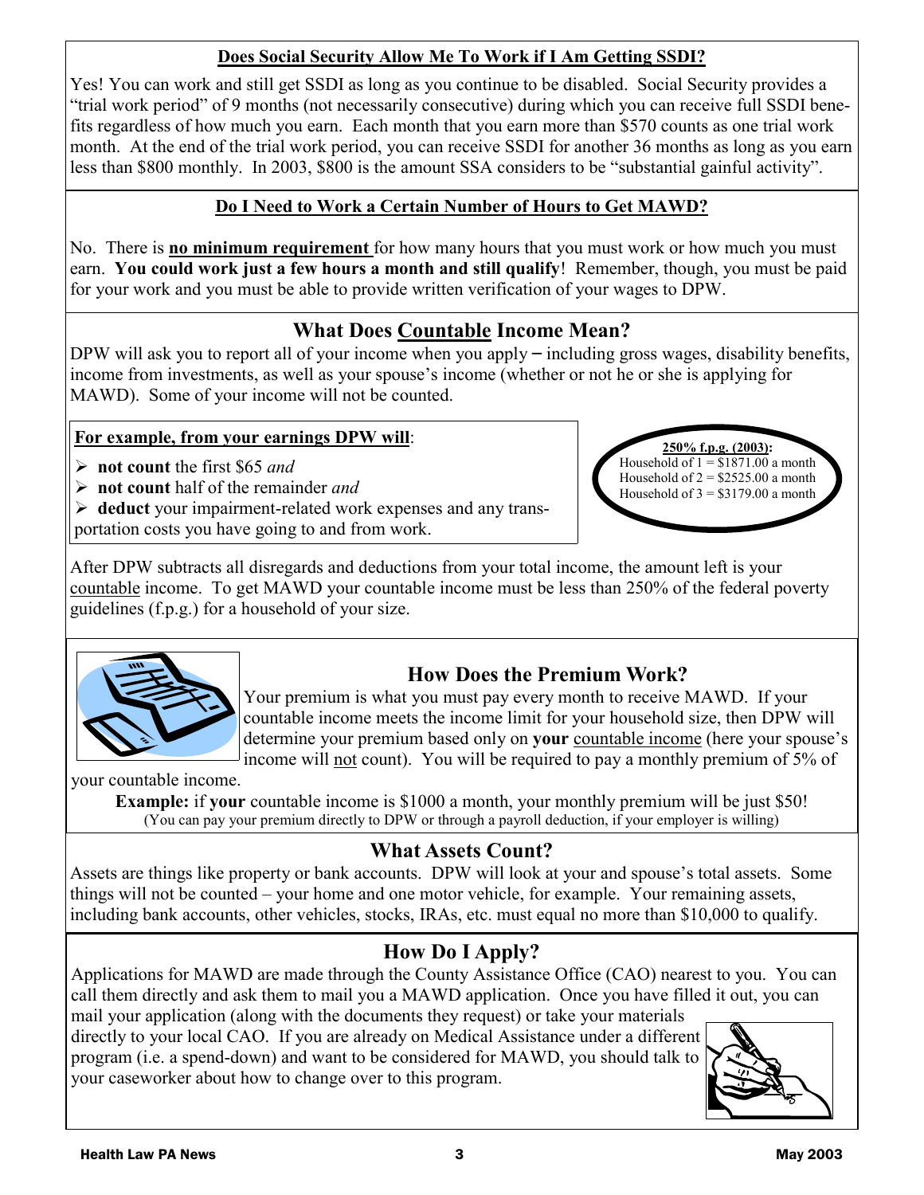## Does Social Security Allow Me To Work if I Am Getting SSDI?

Yes! You can work and still get SSDI as long as you continue to be disabled. Social Security provides a "trial work period" of 9 months (not necessarily consecutive) during which you can receive full SSDI benefits regardless of how much you earn. Each month that you earn more than $570 counts as one trial work month. At the end of the trial work period, you can receive SSDI for another 36 months as long as you earn less than $800 monthly. In 2003, $800 is the amount SSA considers to be "substantial gainful activity".

## Do I Need to Work a Certain Number of Hours to Get MAWD?

No. There is **no minimum requirement** for how many hours that you must work or how much you must earn. **You could work just a few hours a month and still qualify**! Remember, though, you must be paid for your work and you must be able to provide written verification of your wages to DPW.

## What Does Countable Income Mean?

DPW will ask you to report all of your income when you apply – including gross wages, disability benefits, income from investments, as well as your spouse's income (whether or not he or she is applying for MAWD). Some of your income will not be counted.

**For example, from your earnings DPW will**:

- **not count** the first $65 *and*
- **not count** half of the remainder *and*
- **deduct** your impairment-related work expenses and any transportation costs you have going to and from work.

**250% f.p.g. (2003):**
Household of 1 = $1871.00 a month
Household of 2 = $2525.00 a month
Household of 3 = $3179.00 a month

After DPW subtracts all disregards and deductions from your total income, the amount left is your countable income. To get MAWD your countable income must be less than 250% of the federal poverty guidelines (f.p.g.) for a household of your size.

## How Does the Premium Work?

Your premium is what you must pay every month to receive MAWD. If your countable income meets the income limit for your household size, then DPW will determine your premium based only on **your** countable income (here your spouse's income will not count). You will be required to pay a monthly premium of 5% of your countable income.

**Example:** if **your** countable income is $1000 a month, your monthly premium will be just $50!
(You can pay your premium directly to DPW or through a payroll deduction, if your employer is willing)

## What Assets Count?

Assets are things like property or bank accounts. DPW will look at your and spouse's total assets. Some things will not be counted – your home and one motor vehicle, for example. Your remaining assets, including bank accounts, other vehicles, stocks, IRAs, etc. must equal no more than $10,000 to qualify.

## How Do I Apply?

Applications for MAWD are made through the County Assistance Office (CAO) nearest to you. You can call them directly and ask them to mail you a MAWD application. Once you have filled it out, you can mail your application (along with the documents they request) or take your materials directly to your local CAO. If you are already on Medical Assistance under a different program (i.e. a spend-down) and want to be considered for MAWD, you should talk to your caseworker about how to change over to this program.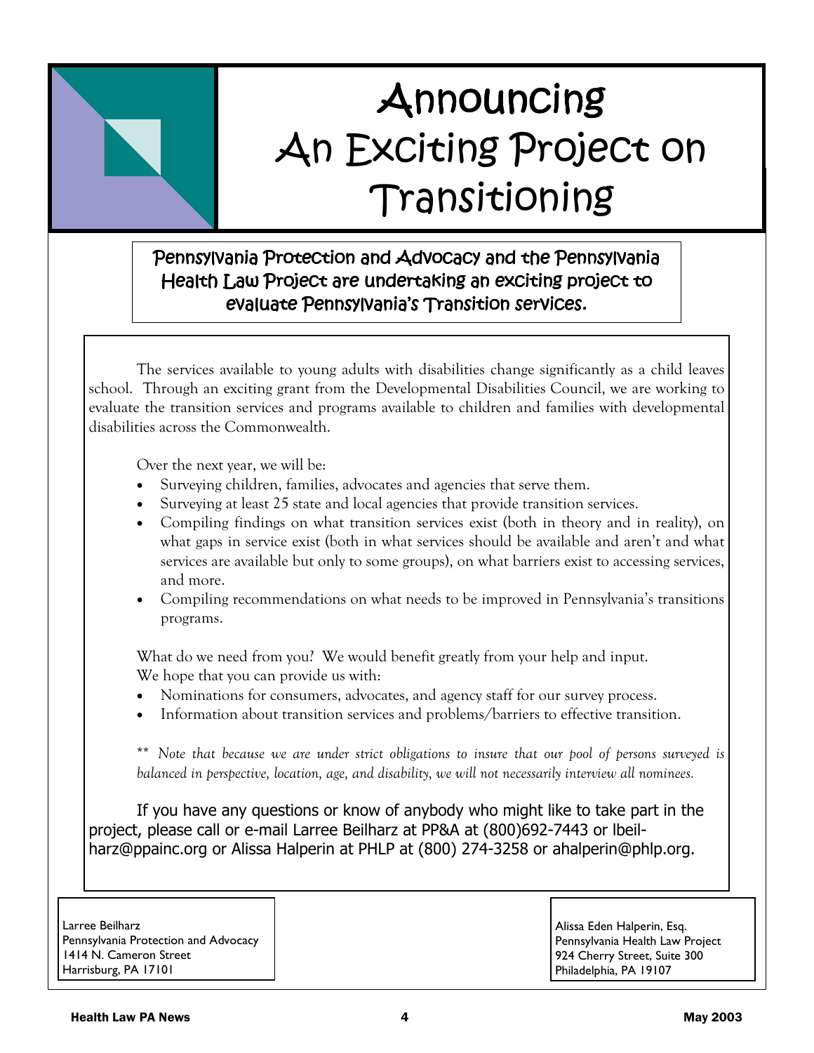# Announcing An Exciting Project on Transitioning

**Pennsylvania Protection and Advocacy and the Pennsylvania Health Law Project are undertaking an exciting project to evaluate Pennsylvania's Transition services.**

The services available to young adults with disabilities change significantly as a child leaves school. Through an exciting grant from the Developmental Disabilities Council, we are working to evaluate the transition services and programs available to children and families with developmental disabilities across the Commonwealth.

Over the next year, we will be:

- Surveying children, families, advocates and agencies that serve them.
- Surveying at least 25 state and local agencies that provide transition services.
- Compiling findings on what transition services exist (both in theory and in reality), on what gaps in service exist (both in what services should be available and aren't and what services are available but only to some groups), on what barriers exist to accessing services, and more.
- Compiling recommendations on what needs to be improved in Pennsylvania's transitions programs.

What do we need from you? We would benefit greatly from your help and input. We hope that you can provide us with:

- Nominations for consumers, advocates, and agency staff for our survey process.
- Information about transition services and problems/barriers to effective transition.

*** Note that because we are under strict obligations to insure that our pool of persons surveyed is balanced in perspective, location, age, and disability, we will not necessarily interview all nominees.*

If you have any questions or know of anybody who might like to take part in the project, please call or e-mail Larree Beilharz at PP&A at (800)692-7443 or lbeilharz@ppainc.org or Alissa Halperin at PHLP at (800) 274-3258 or ahalperin@phlp.org.

Larree Beilharz
Pennsylvania Protection and Advocacy
1414 N. Cameron Street
Harrisburg, PA 17101

Alissa Eden Halperin, Esq.
Pennsylvania Health Law Project
924 Cherry Street, Suite 300
Philadelphia, PA 19107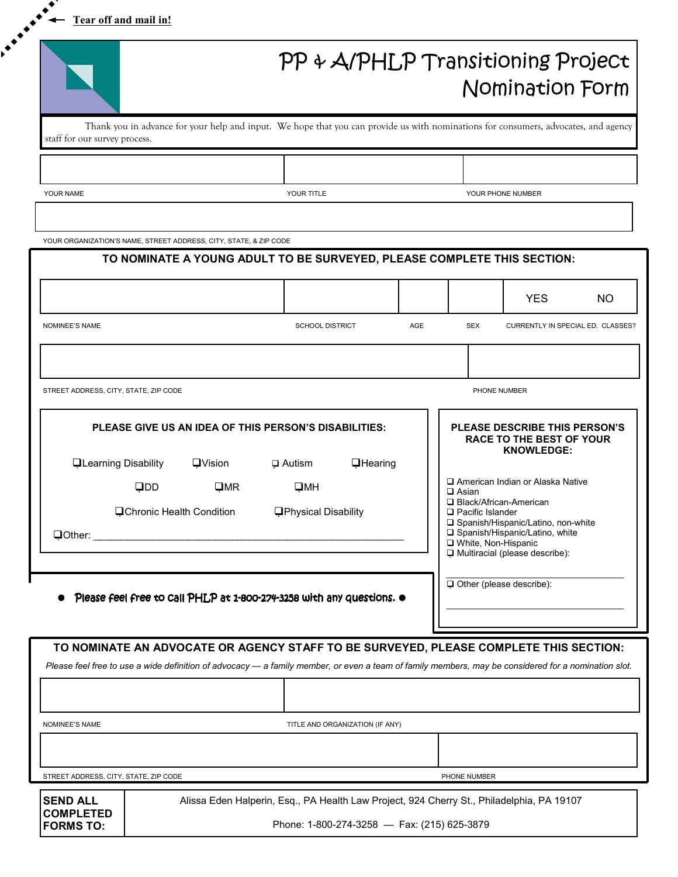Tear off and mail in!

# PP & A/PHLP Transitioning Project Nomination Form

Thank you in advance for your help and input. We hope that you can provide us with nominations for consumers, advocates, and agency staff for our survey process.

| | | |
|---|---|---|
| YOUR NAME | YOUR TITLE | YOUR PHONE NUMBER |

YOUR ORGANIZATION'S NAME, STREET ADDRESS, CITY, STATE, & ZIP CODE

## TO NOMINATE A YOUNG ADULT TO BE SURVEYED, PLEASE COMPLETE THIS SECTION:

| | | | | YES NO |
|---|---|---|---|---|
| NOMINEE'S NAME | SCHOOL DISTRICT | AGE | SEX | CURRENTLY IN SPECIAL ED. CLASSES? |

| | |
|---|---|
| STREET ADDRESS, CITY, STATE, ZIP CODE | PHONE NUMBER |

**PLEASE GIVE US AN IDEA OF THIS PERSON'S DISABILITIES:**

- ❑ Learning Disability
- ❑ Vision
- ❑ Autism
- ❑ Hearing
- ❑ DD
- ❑ MR
- ❑ MH
- ❑ Chronic Health Condition
- ❑ Physical Disability
- ❑ Other: ____________________________________________

**PLEASE DESCRIBE THIS PERSON'S RACE TO THE BEST OF YOUR KNOWLEDGE:**

- ❑ American Indian or Alaska Native
- ❑ Asian
- ❑ Black/African-American
- ❑ Pacific Islander
- ❑ Spanish/Hispanic/Latino, non-white
- ❑ Spanish/Hispanic/Latino, white
- ❑ White, Non-Hispanic
- ❑ Multiracial (please describe): ____________________
- ❑ Other (please describe): ____________________

- Please feel free to call PHLP at 1-800-274-3258 with any questions.

## TO NOMINATE AN ADVOCATE OR AGENCY STAFF TO BE SURVEYED, PLEASE COMPLETE THIS SECTION:

*Please feel free to use a wide definition of advocacy — a family member, or even a team of family members, may be considered for a nomination slot.*

| | |
|---|---|
| NOMINEE'S NAME | TITLE AND ORGANIZATION (IF ANY) |

| | |
|---|---|
| STREET ADDRESS, CITY, STATE, ZIP CODE | PHONE NUMBER |

| **SEND ALL COMPLETED FORMS TO:** | Alissa Eden Halperin, Esq., PA Health Law Project, 924 Cherry St., Philadelphia, PA 19107<br>Phone: 1-800-274-3258 — Fax: (215) 625-3879 |
|---|---|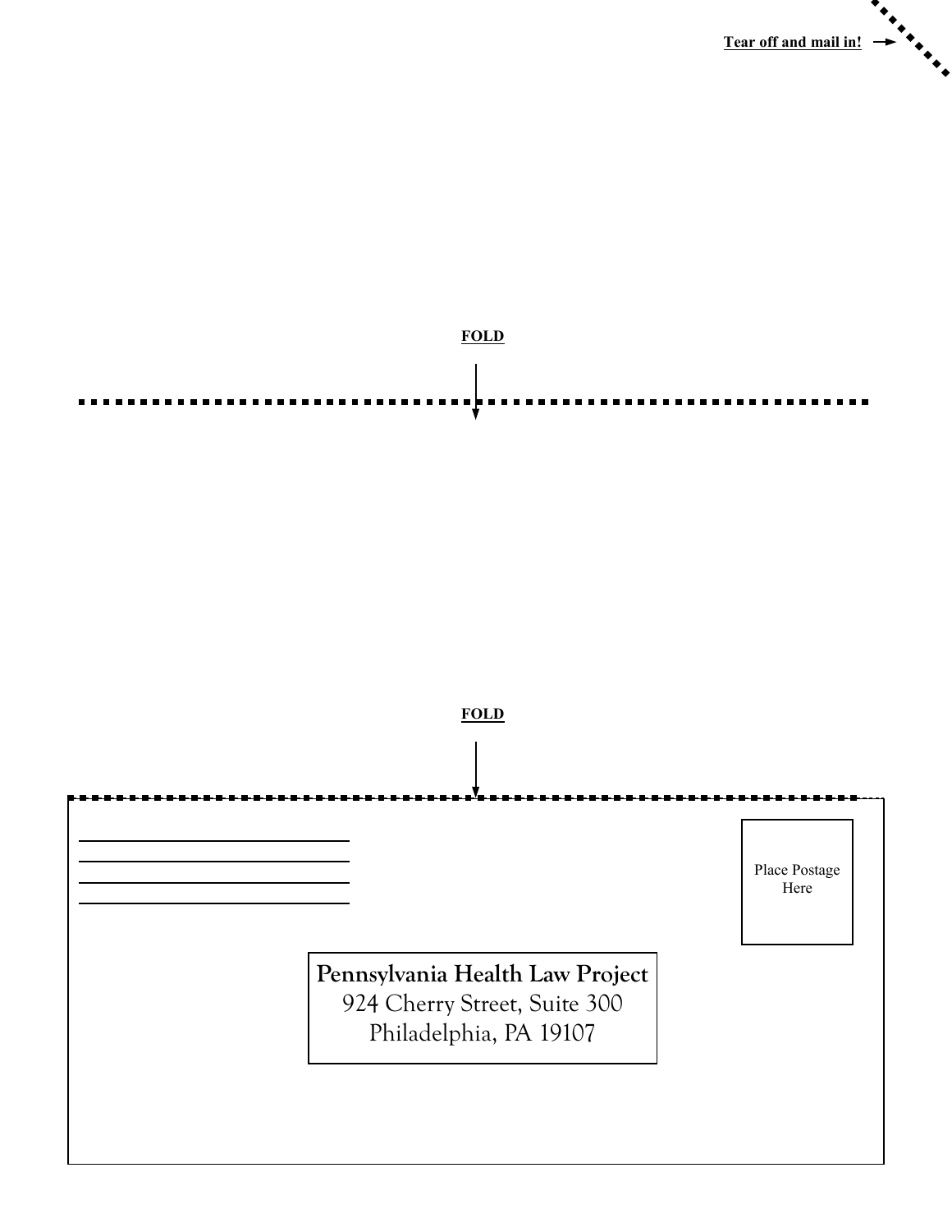**Tear off and mail in!**

**FOLD**

**FOLD**

Place Postage Here

**Pennsylvania Health Law Project**
924 Cherry Street, Suite 300
Philadelphia, PA 19107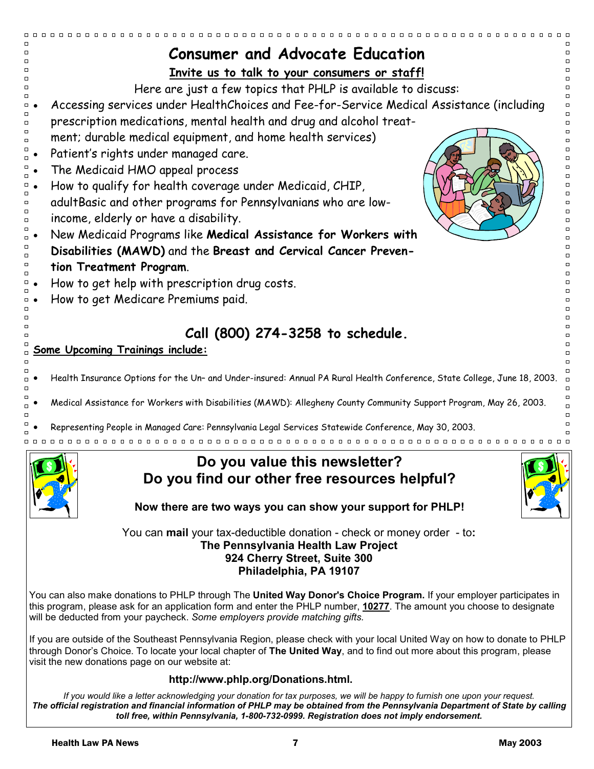# Consumer and Advocate Education

**Invite us to talk to your consumers or staff!**

Here are just a few topics that PHLP is available to discuss:

- Accessing services under HealthChoices and Fee-for-Service Medical Assistance (including prescription medications, mental health and drug and alcohol treatment; durable medical equipment, and home health services)
- Patient's rights under managed care.
- The Medicaid HMO appeal process
- How to qualify for health coverage under Medicaid, CHIP, adultBasic and other programs for Pennsylvanians who are low-income, elderly or have a disability.
- New Medicaid Programs like **Medical Assistance for Workers with Disabilities (MAWD)** and the **Breast and Cervical Cancer Prevention Treatment Program**.
- How to get help with prescription drug costs.
- How to get Medicare Premiums paid.

## Call (800) 274-3258 to schedule.

**Some Upcoming Trainings include:**

- Health Insurance Options for the Un– and Under-insured: Annual PA Rural Health Conference, State College, June 18, 2003.
- Medical Assistance for Workers with Disabilities (MAWD): Allegheny County Community Support Program, May 26, 2003.
- Representing People in Managed Care: Pennsylvania Legal Services Statewide Conference, May 30, 2003.

## Do you value this newsletter? Do you find our other free resources helpful?

**Now there are two ways you can show your support for PHLP!**

You can **mail** your tax-deductible donation - check or money order - to**:**
**The Pennsylvania Health Law Project**
**924 Cherry Street, Suite 300**
**Philadelphia, PA 19107**

You can also make donations to PHLP through The **United Way Donor's Choice Program.** If your employer participates in this program, please ask for an application form and enter the PHLP number, **10277**. The amount you choose to designate will be deducted from your paycheck. *Some employers provide matching gifts.*

If you are outside of the Southeast Pennsylvania Region, please check with your local United Way on how to donate to PHLP through Donor's Choice. To locate your local chapter of **The United Way**, and to find out more about this program, please visit the new donations page on our website at:

**http://www.phlp.org/Donations.html.**

*If you would like a letter acknowledging your donation for tax purposes, we will be happy to furnish one upon your request.*
***The official registration and financial information of PHLP may be obtained from the Pennsylvania Department of State by calling toll free, within Pennsylvania, 1-800-732-0999. Registration does not imply endorsement.***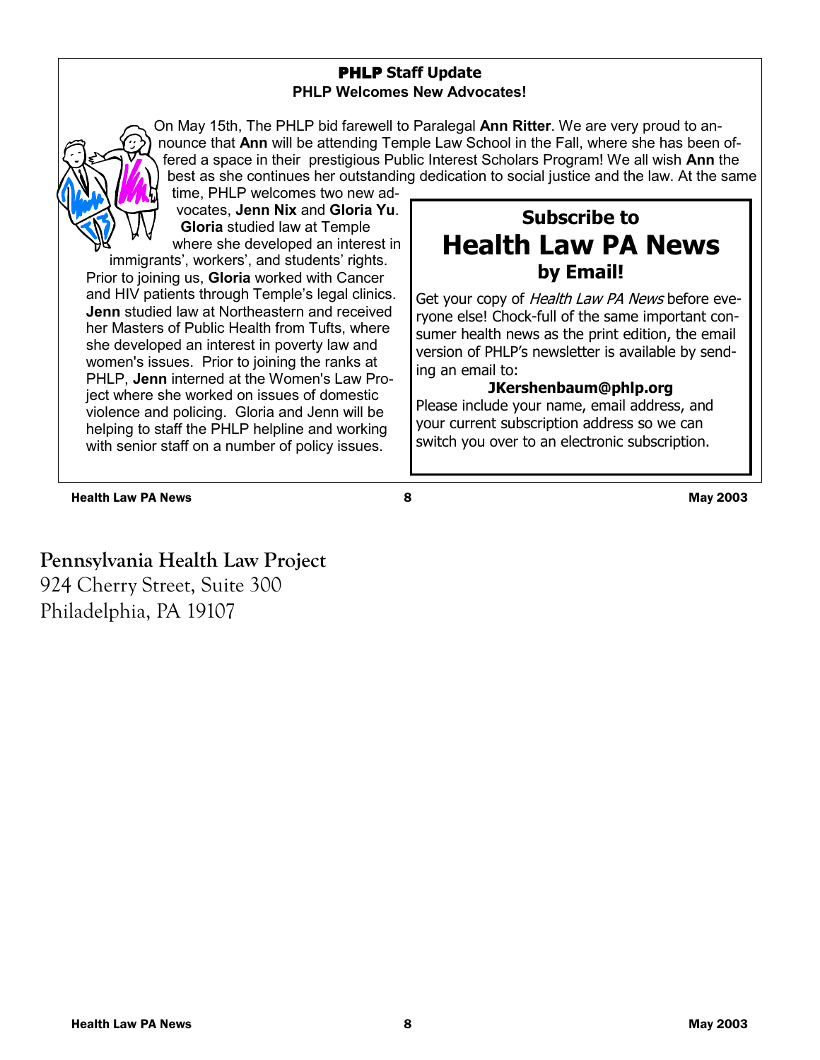## PHLP Staff Update

### PHLP Welcomes New Advocates!

On May 15th, The PHLP bid farewell to Paralegal **Ann Ritter**. We are very proud to announce that **Ann** will be attending Temple Law School in the Fall, where she has been offered a space in their prestigious Public Interest Scholars Program! We all wish **Ann** the best as she continues her outstanding dedication to social justice and the law. At the same time, PHLP welcomes two new advocates, **Jenn Nix** and **Gloria Yu**. **Gloria** studied law at Temple where she developed an interest in immigrants', workers', and students' rights. Prior to joining us, **Gloria** worked with Cancer and HIV patients through Temple's legal clinics. **Jenn** studied law at Northeastern and received her Masters of Public Health from Tufts, where she developed an interest in poverty law and women's issues. Prior to joining the ranks at PHLP, **Jenn** interned at the Women's Law Project where she worked on issues of domestic violence and policing. Gloria and Jenn will be helping to staff the PHLP helpline and working with senior staff on a number of policy issues.

## Subscribe to Health Law PA News by Email!

Get your copy of *Health Law PA News* before everyone else! Chock-full of the same important consumer health news as the print edition, the email version of PHLP's newsletter is available by sending an email to:

**JKershenbaum@phlp.org**

Please include your name, email address, and your current subscription address so we can switch you over to an electronic subscription.

**Pennsylvania Health Law Project**
924 Cherry Street, Suite 300
Philadelphia, PA 19107